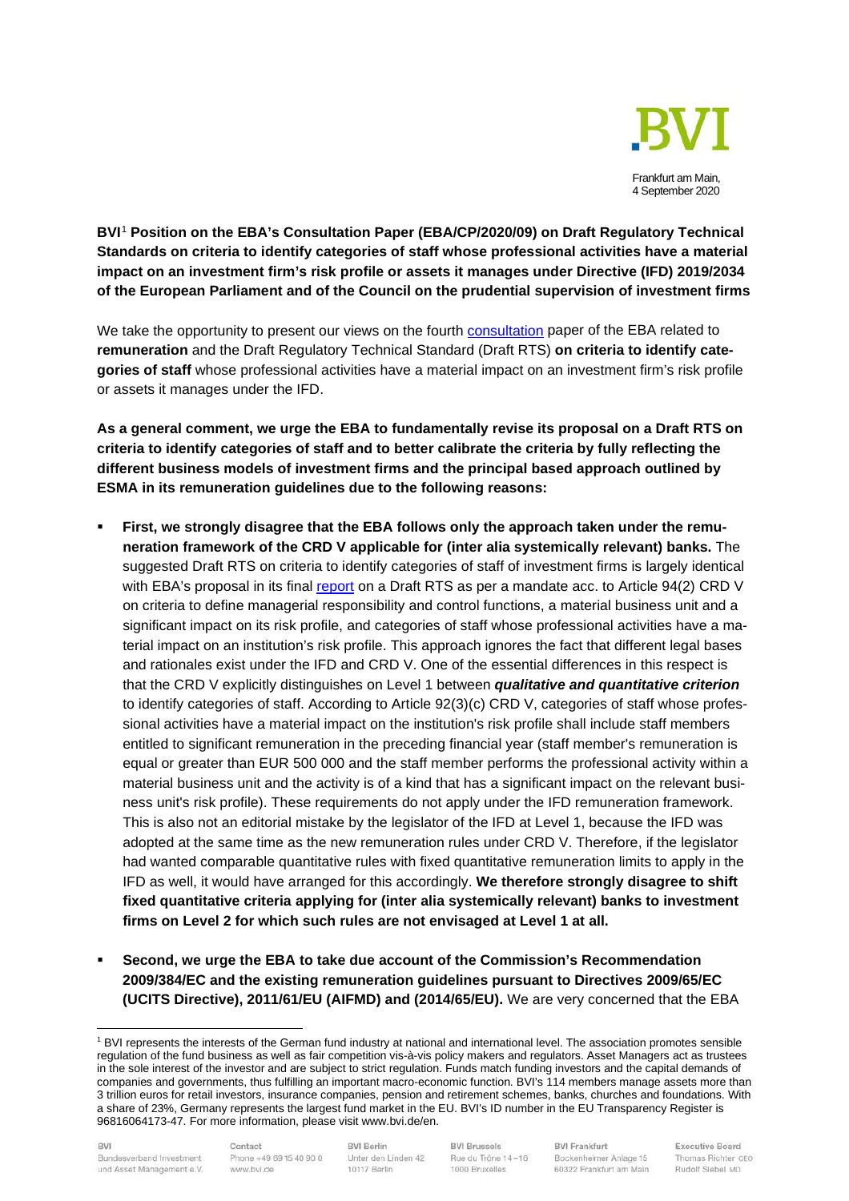Frankfurt am Main,
4 September 2020

**BVI[1] Position on the EBA's Consultation Paper (EBA/CP/2020/09) on Draft Regulatory Technical Standards on criteria to identify categories of staff whose professional activities have a material impact on an investment firm's risk profile or assets it manages under Directive (IFD) 2019/2034 of the European Parliament and of the Council on the prudential supervision of investment firms**

We take the opportunity to present our views on the fourth consultation paper of the EBA related to **remuneration** and the Draft Regulatory Technical Standard (Draft RTS) **on criteria to identify categories of staff** whose professional activities have a material impact on an investment firm's risk profile or assets it manages under the IFD.

**As a general comment, we urge the EBA to fundamentally revise its proposal on a Draft RTS on criteria to identify categories of staff and to better calibrate the criteria by fully reflecting the different business models of investment firms and the principal based approach outlined by ESMA in its remuneration guidelines due to the following reasons:**

- **First, we strongly disagree that the EBA follows only the approach taken under the remuneration framework of the CRD V applicable for (inter alia systemically relevant) banks.** The suggested Draft RTS on criteria to identify categories of staff of investment firms is largely identical with EBA's proposal in its final report on a Draft RTS as per a mandate acc. to Article 94(2) CRD V on criteria to define managerial responsibility and control functions, a material business unit and a significant impact on its risk profile, and categories of staff whose professional activities have a material impact on an institution's risk profile. This approach ignores the fact that different legal bases and rationales exist under the IFD and CRD V. One of the essential differences in this respect is that the CRD V explicitly distinguishes on Level 1 between ***qualitative and quantitative criterion*** to identify categories of staff. According to Article 92(3)(c) CRD V, categories of staff whose professional activities have a material impact on the institution's risk profile shall include staff members entitled to significant remuneration in the preceding financial year (staff member's remuneration is equal or greater than EUR 500 000 and the staff member performs the professional activity within a material business unit and the activity is of a kind that has a significant impact on the relevant business unit's risk profile). These requirements do not apply under the IFD remuneration framework. This is also not an editorial mistake by the legislator of the IFD at Level 1, because the IFD was adopted at the same time as the new remuneration rules under CRD V. Therefore, if the legislator had wanted comparable quantitative rules with fixed quantitative remuneration limits to apply in the IFD as well, it would have arranged for this accordingly. **We therefore strongly disagree to shift fixed quantitative criteria applying for (inter alia systemically relevant) banks to investment firms on Level 2 for which such rules are not envisaged at Level 1 at all.**

- **Second, we urge the EBA to take due account of the Commission's Recommendation 2009/384/EC and the existing remuneration guidelines pursuant to Directives 2009/65/EC (UCITS Directive), 2011/61/EU (AIFMD) and (2014/65/EU).** We are very concerned that the EBA

[1] BVI represents the interests of the German fund industry at national and international level. The association promotes sensible regulation of the fund business as well as fair competition vis-à-vis policy makers and regulators. Asset Managers act as trustees in the sole interest of the investor and are subject to strict regulation. Funds match funding investors and the capital demands of companies and governments, thus fulfilling an important macro-economic function. BVI's 114 members manage assets more than 3 trillion euros for retail investors, insurance companies, pension and retirement schemes, banks, churches and foundations. With a share of 23%, Germany represents the largest fund market in the EU. BVI's ID number in the EU Transparency Register is 96816064173-47. For more information, please visit www.bvi.de/en.

BVI Bundesverband Investment und Asset Management e.V. | Contact Phone +49 69 15 40 90 0 www.bvi.de | BVI Berlin Unter den Linden 42 10117 Berlin | BVI Brussels Rue du Trône 14-16 1000 Bruxelles | BVI Frankfurt Bockenheimer Anlage 15 60322 Frankfurt am Main | Executive Board Thomas Richter CEO Rudolf Siebel MD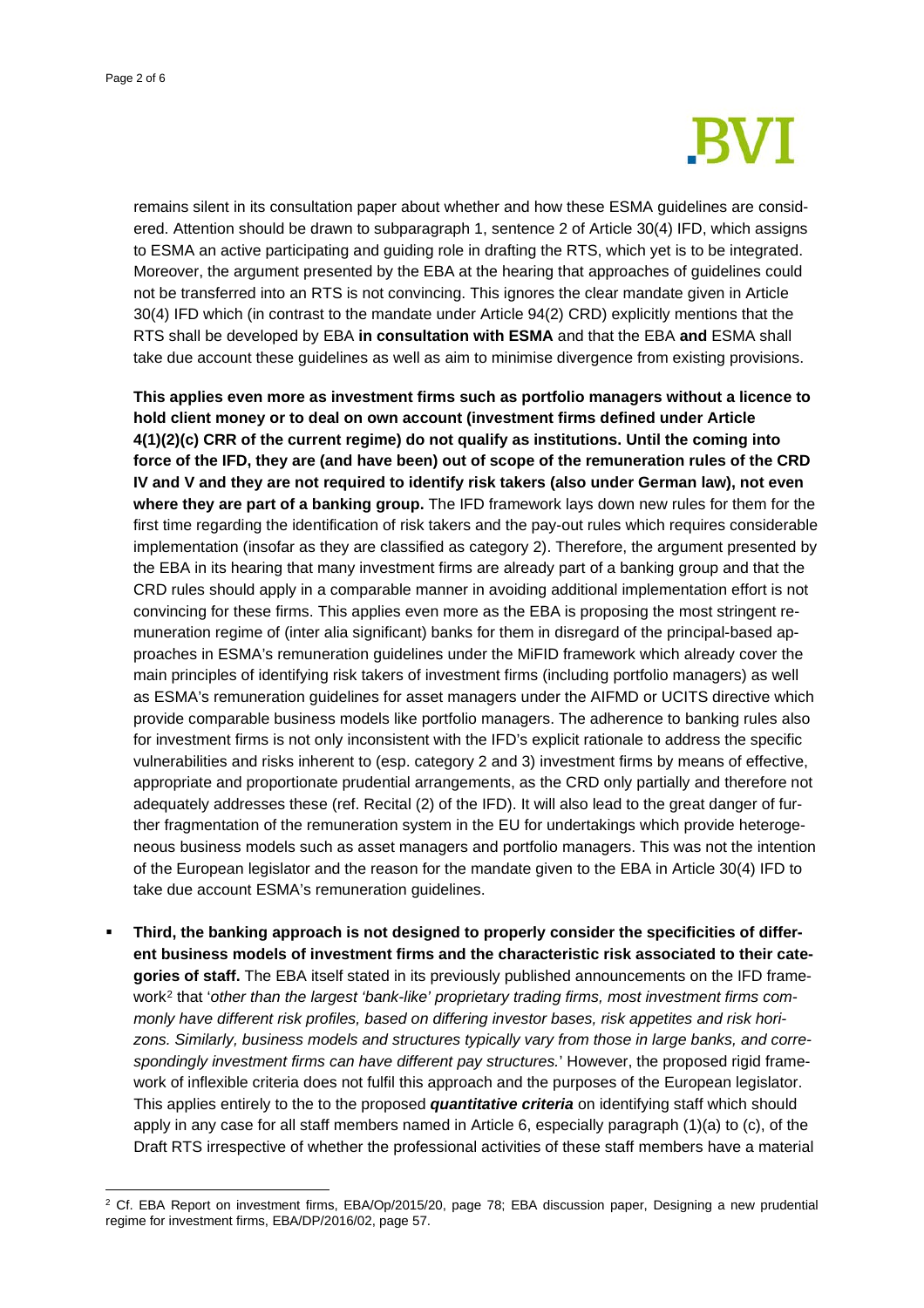remains silent in its consultation paper about whether and how these ESMA guidelines are considered. Attention should be drawn to subparagraph 1, sentence 2 of Article 30(4) IFD, which assigns to ESMA an active participating and guiding role in drafting the RTS, which yet is to be integrated. Moreover, the argument presented by the EBA at the hearing that approaches of guidelines could not be transferred into an RTS is not convincing. This ignores the clear mandate given in Article 30(4) IFD which (in contrast to the mandate under Article 94(2) CRD) explicitly mentions that the RTS shall be developed by EBA **in consultation with ESMA** and that the EBA **and** ESMA shall take due account these guidelines as well as aim to minimise divergence from existing provisions.

**This applies even more as investment firms such as portfolio managers without a licence to hold client money or to deal on own account (investment firms defined under Article 4(1)(2)(c) CRR of the current regime) do not qualify as institutions. Until the coming into force of the IFD, they are (and have been) out of scope of the remuneration rules of the CRD IV and V and they are not required to identify risk takers (also under German law), not even where they are part of a banking group.** The IFD framework lays down new rules for them for the first time regarding the identification of risk takers and the pay-out rules which requires considerable implementation (insofar as they are classified as category 2). Therefore, the argument presented by the EBA in its hearing that many investment firms are already part of a banking group and that the CRD rules should apply in a comparable manner in avoiding additional implementation effort is not convincing for these firms. This applies even more as the EBA is proposing the most stringent remuneration regime of (inter alia significant) banks for them in disregard of the principal-based approaches in ESMA's remuneration guidelines under the MiFID framework which already cover the main principles of identifying risk takers of investment firms (including portfolio managers) as well as ESMA's remuneration guidelines for asset managers under the AIFMD or UCITS directive which provide comparable business models like portfolio managers. The adherence to banking rules also for investment firms is not only inconsistent with the IFD's explicit rationale to address the specific vulnerabilities and risks inherent to (esp. category 2 and 3) investment firms by means of effective, appropriate and proportionate prudential arrangements, as the CRD only partially and therefore not adequately addresses these (ref. Recital (2) of the IFD). It will also lead to the great danger of further fragmentation of the remuneration system in the EU for undertakings which provide heterogeneous business models such as asset managers and portfolio managers. This was not the intention of the European legislator and the reason for the mandate given to the EBA in Article 30(4) IFD to take due account ESMA's remuneration guidelines.

- **Third, the banking approach is not designed to properly consider the specificities of different business models of investment firms and the characteristic risk associated to their categories of staff.** The EBA itself stated in its previously published announcements on the IFD framework[2] that '*other than the largest 'bank-like' proprietary trading firms, most investment firms commonly have different risk profiles, based on differing investor bases, risk appetites and risk horizons. Similarly, business models and structures typically vary from those in large banks, and correspondingly investment firms can have different pay structures.*' However, the proposed rigid framework of inflexible criteria does not fulfil this approach and the purposes of the European legislator. This applies entirely to the to the proposed ***quantitative criteria*** on identifying staff which should apply in any case for all staff members named in Article 6, especially paragraph (1)(a) to (c), of the Draft RTS irrespective of whether the professional activities of these staff members have a material

[2] Cf. EBA Report on investment firms, EBA/Op/2015/20, page 78; EBA discussion paper, Designing a new prudential regime for investment firms, EBA/DP/2016/02, page 57.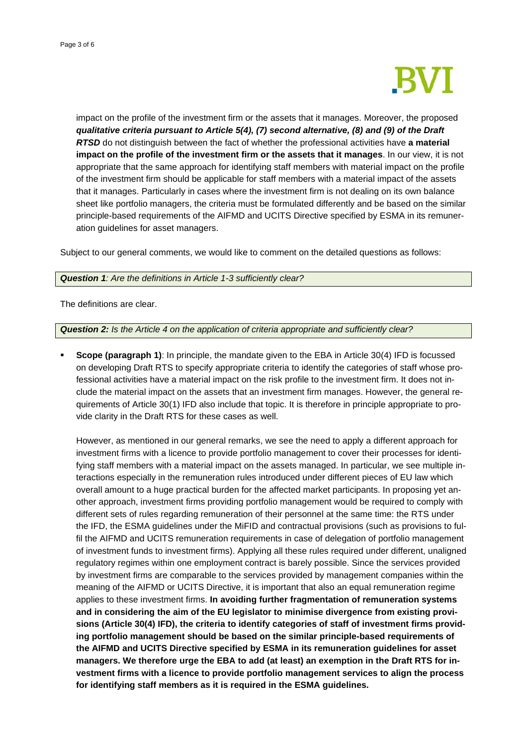impact on the profile of the investment firm or the assets that it manages. Moreover, the proposed ***qualitative criteria pursuant to Article 5(4), (7) second alternative, (8) and (9) of the Draft RTSD*** do not distinguish between the fact of whether the professional activities have **a material impact on the profile of the investment firm or the assets that it manages**. In our view, it is not appropriate that the same approach for identifying staff members with material impact on the profile of the investment firm should be applicable for staff members with a material impact of the assets that it manages. Particularly in cases where the investment firm is not dealing on its own balance sheet like portfolio managers, the criteria must be formulated differently and be based on the similar principle-based requirements of the AIFMD and UCITS Directive specified by ESMA in its remuneration guidelines for asset managers.

Subject to our general comments, we would like to comment on the detailed questions as follows:

***Question 1**: Are the definitions in Article 1-3 sufficiently clear?*

The definitions are clear.

***Question 2:** Is the Article 4 on the application of criteria appropriate and sufficiently clear?*

- **Scope (paragraph 1)**: In principle, the mandate given to the EBA in Article 30(4) IFD is focussed on developing Draft RTS to specify appropriate criteria to identify the categories of staff whose professional activities have a material impact on the risk profile to the investment firm. It does not include the material impact on the assets that an investment firm manages. However, the general requirements of Article 30(1) IFD also include that topic. It is therefore in principle appropriate to provide clarity in the Draft RTS for these cases as well.

  However, as mentioned in our general remarks, we see the need to apply a different approach for investment firms with a licence to provide portfolio management to cover their processes for identifying staff members with a material impact on the assets managed. In particular, we see multiple interactions especially in the remuneration rules introduced under different pieces of EU law which overall amount to a huge practical burden for the affected market participants. In proposing yet another approach, investment firms providing portfolio management would be required to comply with different sets of rules regarding remuneration of their personnel at the same time: the RTS under the IFD, the ESMA guidelines under the MiFID and contractual provisions (such as provisions to fulfil the AIFMD and UCITS remuneration requirements in case of delegation of portfolio management of investment funds to investment firms). Applying all these rules required under different, unaligned regulatory regimes within one employment contract is barely possible. Since the services provided by investment firms are comparable to the services provided by management companies within the meaning of the AIFMD or UCITS Directive, it is important that also an equal remuneration regime applies to these investment firms. **In avoiding further fragmentation of remuneration systems and in considering the aim of the EU legislator to minimise divergence from existing provisions (Article 30(4) IFD), the criteria to identify categories of staff of investment firms providing portfolio management should be based on the similar principle-based requirements of the AIFMD and UCITS Directive specified by ESMA in its remuneration guidelines for asset managers. We therefore urge the EBA to add (at least) an exemption in the Draft RTS for investment firms with a licence to provide portfolio management services to align the process for identifying staff members as it is required in the ESMA guidelines.**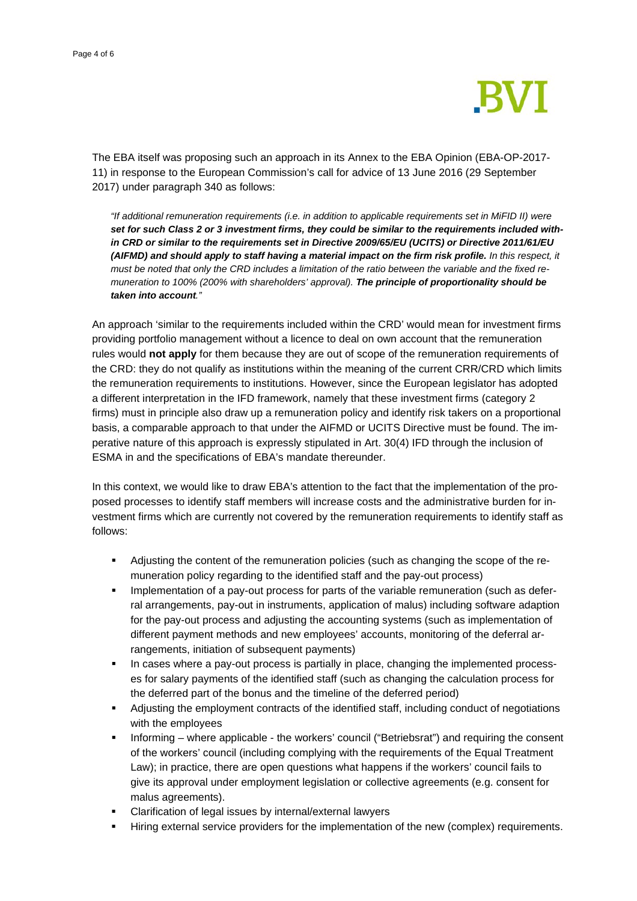The EBA itself was proposing such an approach in its Annex to the EBA Opinion (EBA-OP-2017-11) in response to the European Commission's call for advice of 13 June 2016 (29 September 2017) under paragraph 340 as follows:

> *"If additional remuneration requirements (i.e. in addition to applicable requirements set in MiFID II) were **set for such Class 2 or 3 investment firms, they could be similar to the requirements included within CRD or similar to the requirements set in Directive 2009/65/EU (UCITS) or Directive 2011/61/EU (AIFMD) and should apply to staff having a material impact on the firm risk profile.** In this respect, it must be noted that only the CRD includes a limitation of the ratio between the variable and the fixed remuneration to 100% (200% with shareholders' approval). **The principle of proportionality should be taken into account**."*

An approach 'similar to the requirements included within the CRD' would mean for investment firms providing portfolio management without a licence to deal on own account that the remuneration rules would **not apply** for them because they are out of scope of the remuneration requirements of the CRD: they do not qualify as institutions within the meaning of the current CRR/CRD which limits the remuneration requirements to institutions. However, since the European legislator has adopted a different interpretation in the IFD framework, namely that these investment firms (category 2 firms) must in principle also draw up a remuneration policy and identify risk takers on a proportional basis, a comparable approach to that under the AIFMD or UCITS Directive must be found. The imperative nature of this approach is expressly stipulated in Art. 30(4) IFD through the inclusion of ESMA in and the specifications of EBA's mandate thereunder.

In this context, we would like to draw EBA's attention to the fact that the implementation of the proposed processes to identify staff members will increase costs and the administrative burden for investment firms which are currently not covered by the remuneration requirements to identify staff as follows:

- Adjusting the content of the remuneration policies (such as changing the scope of the remuneration policy regarding to the identified staff and the pay-out process)
- Implementation of a pay-out process for parts of the variable remuneration (such as deferral arrangements, pay-out in instruments, application of malus) including software adaption for the pay-out process and adjusting the accounting systems (such as implementation of different payment methods and new employees' accounts, monitoring of the deferral arrangements, initiation of subsequent payments)
- In cases where a pay-out process is partially in place, changing the implemented processes for salary payments of the identified staff (such as changing the calculation process for the deferred part of the bonus and the timeline of the deferred period)
- Adjusting the employment contracts of the identified staff, including conduct of negotiations with the employees
- Informing – where applicable - the workers' council ("Betriebsrat") and requiring the consent of the workers' council (including complying with the requirements of the Equal Treatment Law); in practice, there are open questions what happens if the workers' council fails to give its approval under employment legislation or collective agreements (e.g. consent for malus agreements).
- Clarification of legal issues by internal/external lawyers
- Hiring external service providers for the implementation of the new (complex) requirements.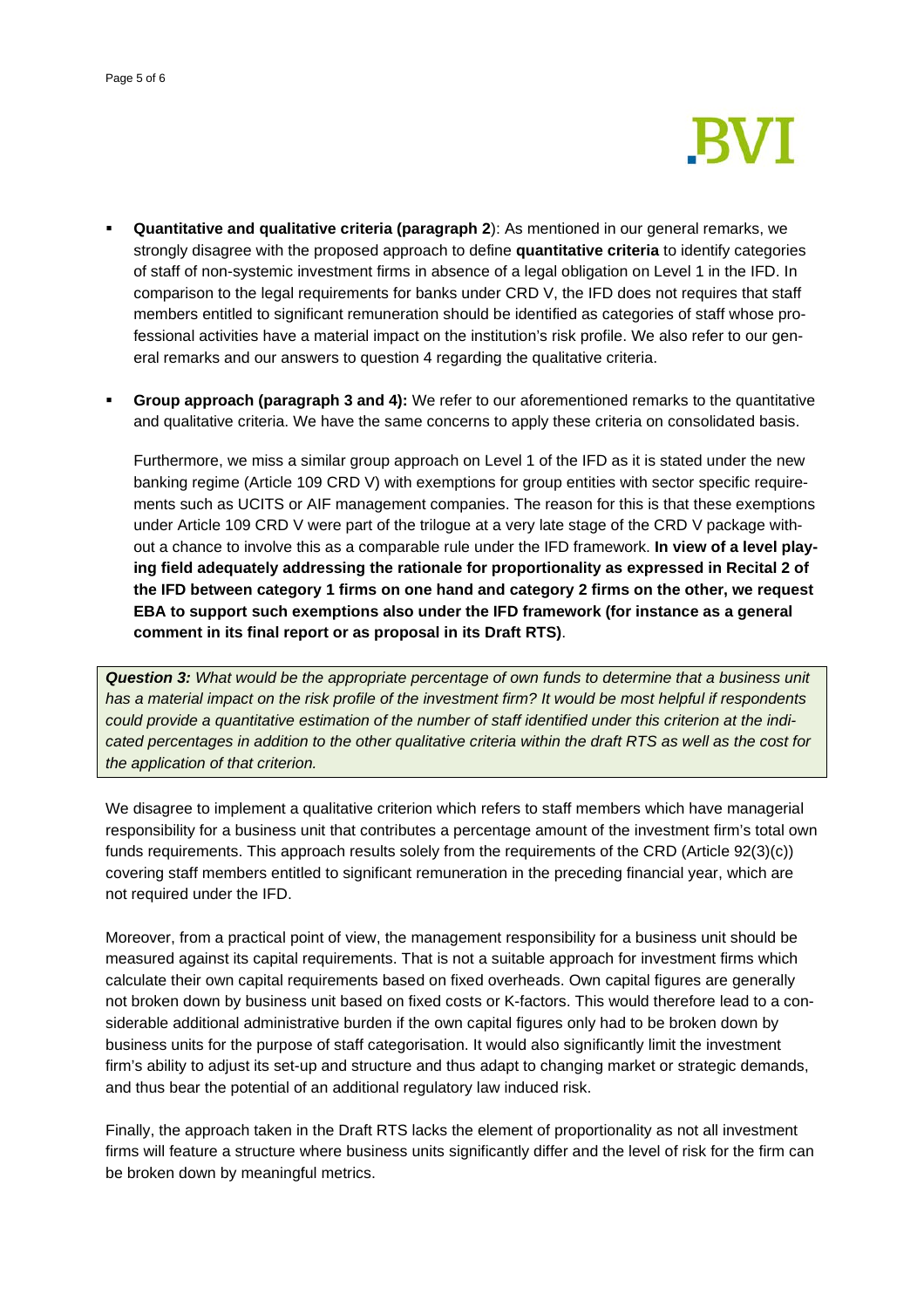- **Quantitative and qualitative criteria (paragraph 2**): As mentioned in our general remarks, we strongly disagree with the proposed approach to define **quantitative criteria** to identify categories of staff of non-systemic investment firms in absence of a legal obligation on Level 1 in the IFD. In comparison to the legal requirements for banks under CRD V, the IFD does not requires that staff members entitled to significant remuneration should be identified as categories of staff whose professional activities have a material impact on the institution's risk profile. We also refer to our general remarks and our answers to question 4 regarding the qualitative criteria.

- **Group approach (paragraph 3 and 4):** We refer to our aforementioned remarks to the quantitative and qualitative criteria. We have the same concerns to apply these criteria on consolidated basis.

  Furthermore, we miss a similar group approach on Level 1 of the IFD as it is stated under the new banking regime (Article 109 CRD V) with exemptions for group entities with sector specific requirements such as UCITS or AIF management companies. The reason for this is that these exemptions under Article 109 CRD V were part of the trilogue at a very late stage of the CRD V package without a chance to involve this as a comparable rule under the IFD framework. **In view of a level playing field adequately addressing the rationale for proportionality as expressed in Recital 2 of the IFD between category 1 firms on one hand and category 2 firms on the other, we request EBA to support such exemptions also under the IFD framework (for instance as a general comment in its final report or as proposal in its Draft RTS)**.

***Question 3:*** *What would be the appropriate percentage of own funds to determine that a business unit has a material impact on the risk profile of the investment firm? It would be most helpful if respondents could provide a quantitative estimation of the number of staff identified under this criterion at the indicated percentages in addition to the other qualitative criteria within the draft RTS as well as the cost for the application of that criterion.*

We disagree to implement a qualitative criterion which refers to staff members which have managerial responsibility for a business unit that contributes a percentage amount of the investment firm's total own funds requirements. This approach results solely from the requirements of the CRD (Article 92(3)(c)) covering staff members entitled to significant remuneration in the preceding financial year, which are not required under the IFD.

Moreover, from a practical point of view, the management responsibility for a business unit should be measured against its capital requirements. That is not a suitable approach for investment firms which calculate their own capital requirements based on fixed overheads. Own capital figures are generally not broken down by business unit based on fixed costs or K-factors. This would therefore lead to a considerable additional administrative burden if the own capital figures only had to be broken down by business units for the purpose of staff categorisation. It would also significantly limit the investment firm's ability to adjust its set-up and structure and thus adapt to changing market or strategic demands, and thus bear the potential of an additional regulatory law induced risk.

Finally, the approach taken in the Draft RTS lacks the element of proportionality as not all investment firms will feature a structure where business units significantly differ and the level of risk for the firm can be broken down by meaningful metrics.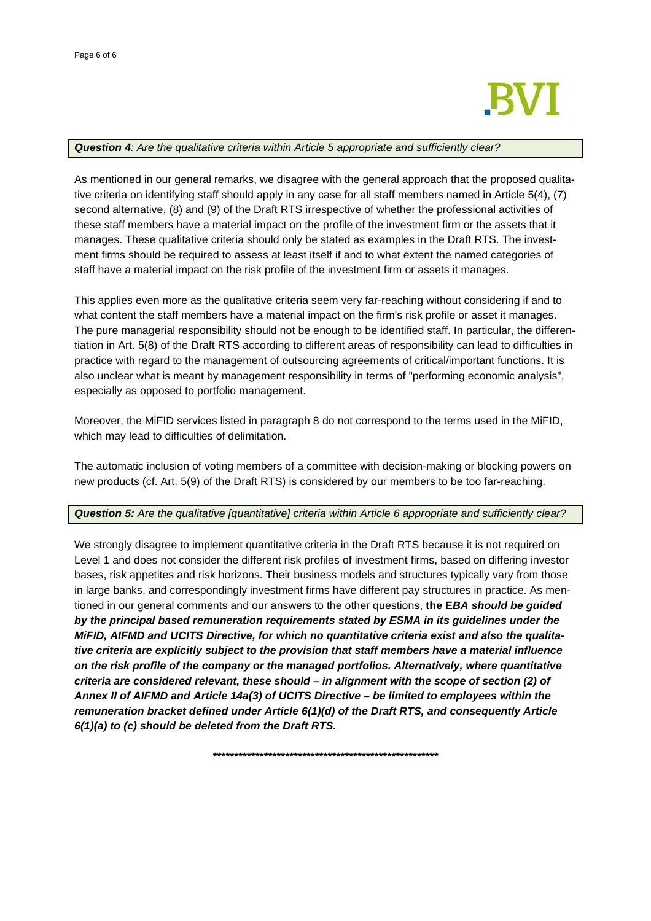***Question 4**: Are the qualitative criteria within Article 5 appropriate and sufficiently clear?*

As mentioned in our general remarks, we disagree with the general approach that the proposed qualitative criteria on identifying staff should apply in any case for all staff members named in Article 5(4), (7) second alternative, (8) and (9) of the Draft RTS irrespective of whether the professional activities of these staff members have a material impact on the profile of the investment firm or the assets that it manages. These qualitative criteria should only be stated as examples in the Draft RTS. The investment firms should be required to assess at least itself if and to what extent the named categories of staff have a material impact on the risk profile of the investment firm or assets it manages.

This applies even more as the qualitative criteria seem very far-reaching without considering if and to what content the staff members have a material impact on the firm's risk profile or asset it manages. The pure managerial responsibility should not be enough to be identified staff. In particular, the differentiation in Art. 5(8) of the Draft RTS according to different areas of responsibility can lead to difficulties in practice with regard to the management of outsourcing agreements of critical/important functions. It is also unclear what is meant by management responsibility in terms of "performing economic analysis", especially as opposed to portfolio management.

Moreover, the MiFID services listed in paragraph 8 do not correspond to the terms used in the MiFID, which may lead to difficulties of delimitation.

The automatic inclusion of voting members of a committee with decision-making or blocking powers on new products (cf. Art. 5(9) of the Draft RTS) is considered by our members to be too far-reaching.

***Question 5:** Are the qualitative [quantitative] criteria within Article 6 appropriate and sufficiently clear?*

We strongly disagree to implement quantitative criteria in the Draft RTS because it is not required on Level 1 and does not consider the different risk profiles of investment firms, based on differing investor bases, risk appetites and risk horizons. Their business models and structures typically vary from those in large banks, and correspondingly investment firms have different pay structures in practice. As mentioned in our general comments and our answers to the other questions, **the E*BA should be guided by the principal based remuneration requirements stated by ESMA in its guidelines under the MiFID, AIFMD and UCITS Directive, for which no quantitative criteria exist and also the qualitative criteria are explicitly subject to the provision that staff members have a material influence on the risk profile of the company or the managed portfolios. Alternatively, where quantitative criteria are considered relevant, these should – in alignment with the scope of section (2) of Annex II of AIFMD and Article 14a(3) of UCITS Directive – be limited to employees within the remuneration bracket defined under Article 6(1)(d) of the Draft RTS, and consequently Article 6(1)(a) to (c) should be deleted from the Draft RTS.***

\*\*\*\*\*\*\*\*\*\*\*\*\*\*\*\*\*\*\*\*\*\*\*\*\*\*\*\*\*\*\*\*\*\*\*\*\*\*\*\*\*\*\*\*\*\*\*\*\*\*\*\*\*